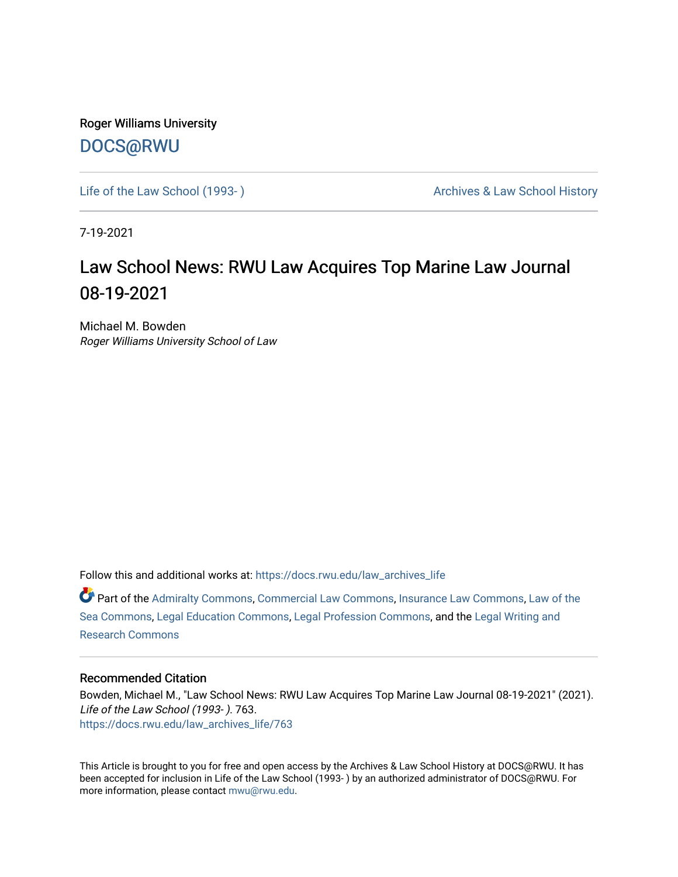Roger Williams University

DOCS@RWU

Life of the Law School (1993- ) | Archives & Law School History

7-19-2021

# Law School News: RWU Law Acquires Top Marine Law Journal 08-19-2021

Michael M. Bowden

*Roger Williams University School of Law*

Follow this and additional works at: https://docs.rwu.edu/law_archives_life

Part of the Admiralty Commons, Commercial Law Commons, Insurance Law Commons, Law of the Sea Commons, Legal Education Commons, Legal Profession Commons, and the Legal Writing and Research Commons

## Recommended Citation

Bowden, Michael M., "Law School News: RWU Law Acquires Top Marine Law Journal 08-19-2021" (2021). *Life of the Law School (1993- )*. 763.
https://docs.rwu.edu/law_archives_life/763

This Article is brought to you for free and open access by the Archives & Law School History at DOCS@RWU. It has been accepted for inclusion in Life of the Law School (1993- ) by an authorized administrator of DOCS@RWU. For more information, please contact mwu@rwu.edu.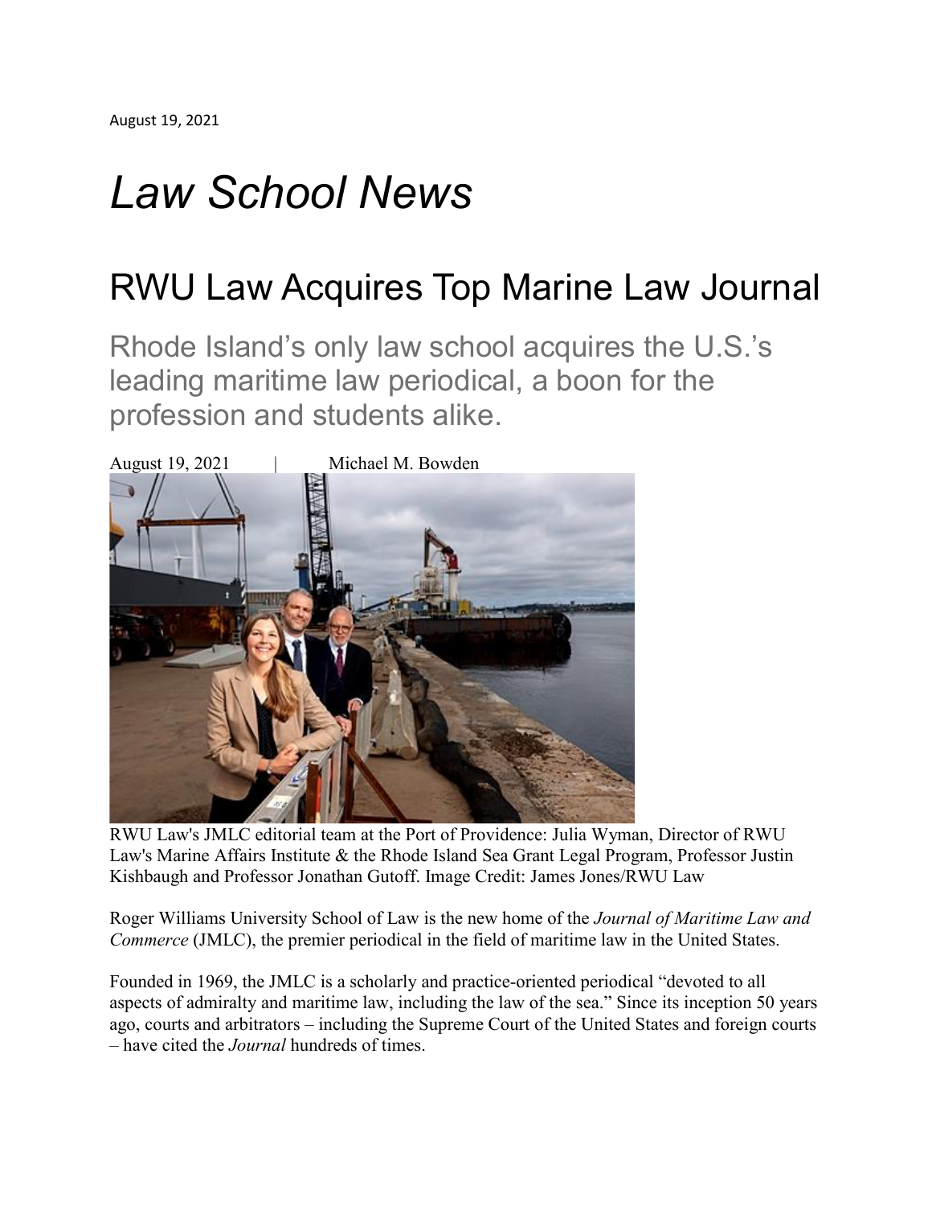August 19, 2021

# *Law School News*

## RWU Law Acquires Top Marine Law Journal

### Rhode Island's only law school acquires the U.S.'s leading maritime law periodical, a boon for the profession and students alike.

August 19, 2021 | Michael M. Bowden

RWU Law's JMLC editorial team at the Port of Providence: Julia Wyman, Director of RWU Law's Marine Affairs Institute & the Rhode Island Sea Grant Legal Program, Professor Justin Kishbaugh and Professor Jonathan Gutoff. Image Credit: James Jones/RWU Law

Roger Williams University School of Law is the new home of the *Journal of Maritime Law and Commerce* (JMLC), the premier periodical in the field of maritime law in the United States.

Founded in 1969, the JMLC is a scholarly and practice-oriented periodical "devoted to all aspects of admiralty and maritime law, including the law of the sea." Since its inception 50 years ago, courts and arbitrators – including the Supreme Court of the United States and foreign courts – have cited the *Journal* hundreds of times.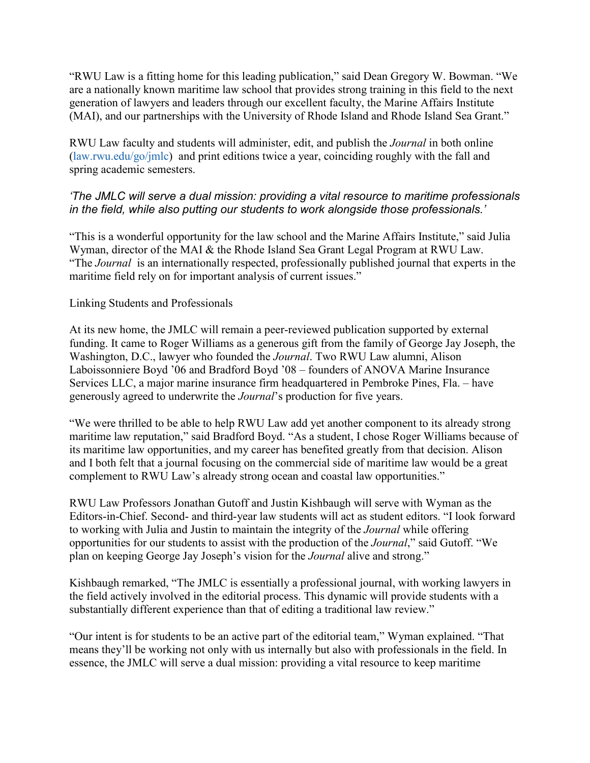"RWU Law is a fitting home for this leading publication," said Dean Gregory W. Bowman. "We are a nationally known maritime law school that provides strong training in this field to the next generation of lawyers and leaders through our excellent faculty, the Marine Affairs Institute (MAI), and our partnerships with the University of Rhode Island and Rhode Island Sea Grant."

RWU Law faculty and students will administer, edit, and publish the *Journal* in both online (law.rwu.edu/go/jmlc) and print editions twice a year, coinciding roughly with the fall and spring academic semesters.

*'The JMLC will serve a dual mission: providing a vital resource to maritime professionals in the field, while also putting our students to work alongside those professionals.'*

"This is a wonderful opportunity for the law school and the Marine Affairs Institute," said Julia Wyman, director of the MAI & the Rhode Island Sea Grant Legal Program at RWU Law. "The *Journal* is an internationally respected, professionally published journal that experts in the maritime field rely on for important analysis of current issues."

Linking Students and Professionals

At its new home, the JMLC will remain a peer-reviewed publication supported by external funding. It came to Roger Williams as a generous gift from the family of George Jay Joseph, the Washington, D.C., lawyer who founded the *Journal*. Two RWU Law alumni, Alison Laboissonniere Boyd '06 and Bradford Boyd '08 – founders of ANOVA Marine Insurance Services LLC, a major marine insurance firm headquartered in Pembroke Pines, Fla. – have generously agreed to underwrite the *Journal*'s production for five years.

"We were thrilled to be able to help RWU Law add yet another component to its already strong maritime law reputation," said Bradford Boyd. "As a student, I chose Roger Williams because of its maritime law opportunities, and my career has benefited greatly from that decision. Alison and I both felt that a journal focusing on the commercial side of maritime law would be a great complement to RWU Law's already strong ocean and coastal law opportunities."

RWU Law Professors Jonathan Gutoff and Justin Kishbaugh will serve with Wyman as the Editors-in-Chief. Second- and third-year law students will act as student editors. "I look forward to working with Julia and Justin to maintain the integrity of the *Journal* while offering opportunities for our students to assist with the production of the *Journal*," said Gutoff. "We plan on keeping George Jay Joseph's vision for the *Journal* alive and strong."

Kishbaugh remarked, "The JMLC is essentially a professional journal, with working lawyers in the field actively involved in the editorial process. This dynamic will provide students with a substantially different experience than that of editing a traditional law review."

"Our intent is for students to be an active part of the editorial team," Wyman explained. "That means they'll be working not only with us internally but also with professionals in the field. In essence, the JMLC will serve a dual mission: providing a vital resource to keep maritime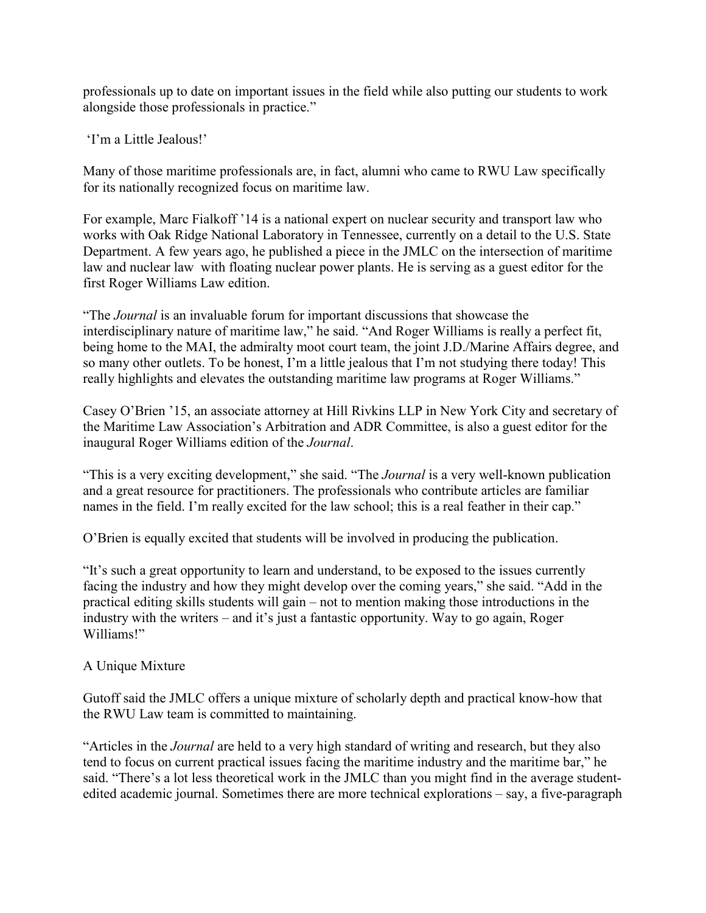professionals up to date on important issues in the field while also putting our students to work alongside those professionals in practice."

## 'I'm a Little Jealous!'

Many of those maritime professionals are, in fact, alumni who came to RWU Law specifically for its nationally recognized focus on maritime law.

For example, Marc Fialkoff '14 is a national expert on nuclear security and transport law who works with Oak Ridge National Laboratory in Tennessee, currently on a detail to the U.S. State Department. A few years ago, he published a piece in the JMLC on the intersection of maritime law and nuclear law with floating nuclear power plants. He is serving as a guest editor for the first Roger Williams Law edition.

"The *Journal* is an invaluable forum for important discussions that showcase the interdisciplinary nature of maritime law," he said. "And Roger Williams is really a perfect fit, being home to the MAI, the admiralty moot court team, the joint J.D./Marine Affairs degree, and so many other outlets. To be honest, I'm a little jealous that I'm not studying there today! This really highlights and elevates the outstanding maritime law programs at Roger Williams."

Casey O'Brien '15, an associate attorney at Hill Rivkins LLP in New York City and secretary of the Maritime Law Association's Arbitration and ADR Committee, is also a guest editor for the inaugural Roger Williams edition of the *Journal*.

"This is a very exciting development," she said. "The *Journal* is a very well-known publication and a great resource for practitioners. The professionals who contribute articles are familiar names in the field. I'm really excited for the law school; this is a real feather in their cap."

O'Brien is equally excited that students will be involved in producing the publication.

"It's such a great opportunity to learn and understand, to be exposed to the issues currently facing the industry and how they might develop over the coming years," she said. "Add in the practical editing skills students will gain – not to mention making those introductions in the industry with the writers – and it's just a fantastic opportunity. Way to go again, Roger Williams!"

## A Unique Mixture

Gutoff said the JMLC offers a unique mixture of scholarly depth and practical know-how that the RWU Law team is committed to maintaining.

"Articles in the *Journal* are held to a very high standard of writing and research, but they also tend to focus on current practical issues facing the maritime industry and the maritime bar," he said. "There's a lot less theoretical work in the JMLC than you might find in the average student-edited academic journal. Sometimes there are more technical explorations – say, a five-paragraph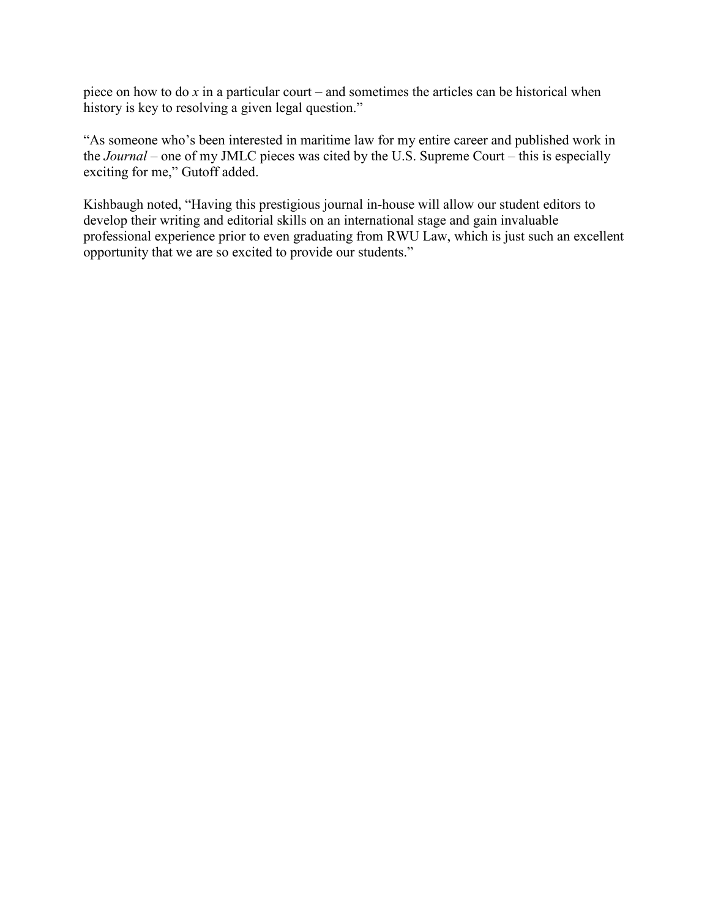piece on how to do *x* in a particular court – and sometimes the articles can be historical when history is key to resolving a given legal question."

"As someone who's been interested in maritime law for my entire career and published work in the *Journal* – one of my JMLC pieces was cited by the U.S. Supreme Court – this is especially exciting for me," Gutoff added.

Kishbaugh noted, "Having this prestigious journal in-house will allow our student editors to develop their writing and editorial skills on an international stage and gain invaluable professional experience prior to even graduating from RWU Law, which is just such an excellent opportunity that we are so excited to provide our students."